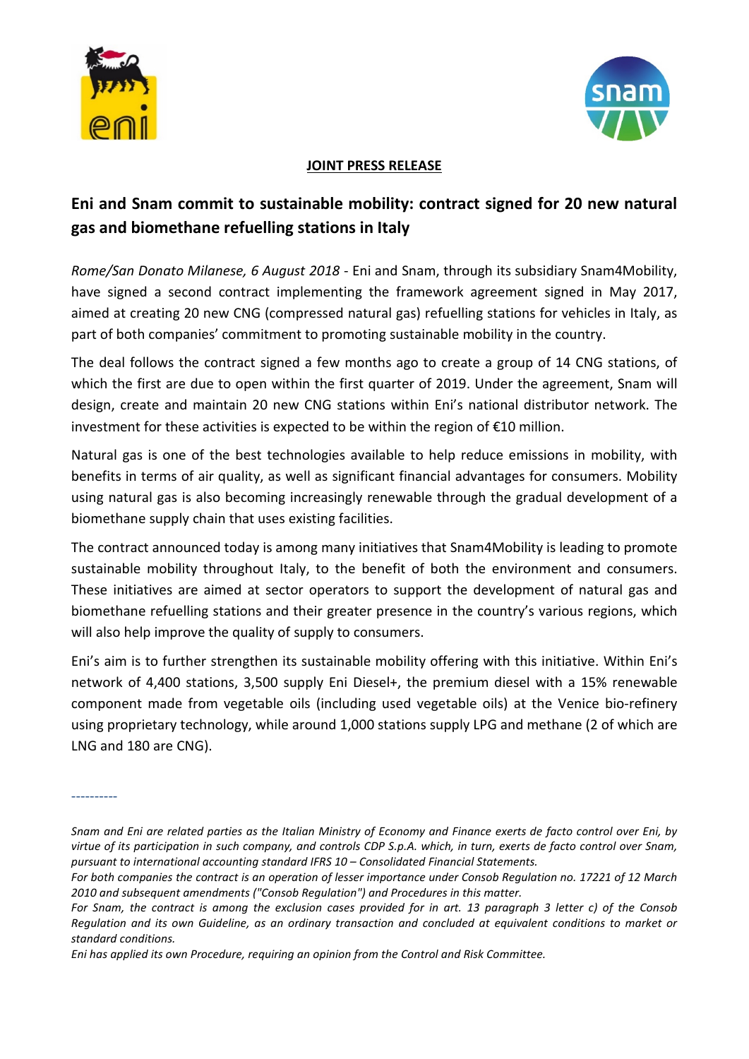**JOINT PRESS RELEASE**

# Eni and Snam commit to sustainable mobility: contract signed for 20 new natural gas and biomethane refuelling stations in Italy

*Rome/San Donato Milanese, 6 August 2018* - Eni and Snam, through its subsidiary Snam4Mobility, have signed a second contract implementing the framework agreement signed in May 2017, aimed at creating 20 new CNG (compressed natural gas) refuelling stations for vehicles in Italy, as part of both companies' commitment to promoting sustainable mobility in the country.

The deal follows the contract signed a few months ago to create a group of 14 CNG stations, of which the first are due to open within the first quarter of 2019. Under the agreement, Snam will design, create and maintain 20 new CNG stations within Eni's national distributor network. The investment for these activities is expected to be within the region of €10 million.

Natural gas is one of the best technologies available to help reduce emissions in mobility, with benefits in terms of air quality, as well as significant financial advantages for consumers. Mobility using natural gas is also becoming increasingly renewable through the gradual development of a biomethane supply chain that uses existing facilities.

The contract announced today is among many initiatives that Snam4Mobility is leading to promote sustainable mobility throughout Italy, to the benefit of both the environment and consumers. These initiatives are aimed at sector operators to support the development of natural gas and biomethane refuelling stations and their greater presence in the country's various regions, which will also help improve the quality of supply to consumers.

Eni's aim is to further strengthen its sustainable mobility offering with this initiative. Within Eni's network of 4,400 stations, 3,500 supply Eni Diesel+, the premium diesel with a 15% renewable component made from vegetable oils (including used vegetable oils) at the Venice bio-refinery using proprietary technology, while around 1,000 stations supply LPG and methane (2 of which are LNG and 180 are CNG).

----------

*Snam and Eni are related parties as the Italian Ministry of Economy and Finance exerts de facto control over Eni, by virtue of its participation in such company, and controls CDP S.p.A. which, in turn, exerts de facto control over Snam, pursuant to international accounting standard IFRS 10 – Consolidated Financial Statements.*

*For both companies the contract is an operation of lesser importance under Consob Regulation no. 17221 of 12 March 2010 and subsequent amendments ("Consob Regulation") and Procedures in this matter.*

*For Snam, the contract is among the exclusion cases provided for in art. 13 paragraph 3 letter c) of the Consob Regulation and its own Guideline, as an ordinary transaction and concluded at equivalent conditions to market or standard conditions.*

*Eni has applied its own Procedure, requiring an opinion from the Control and Risk Committee.*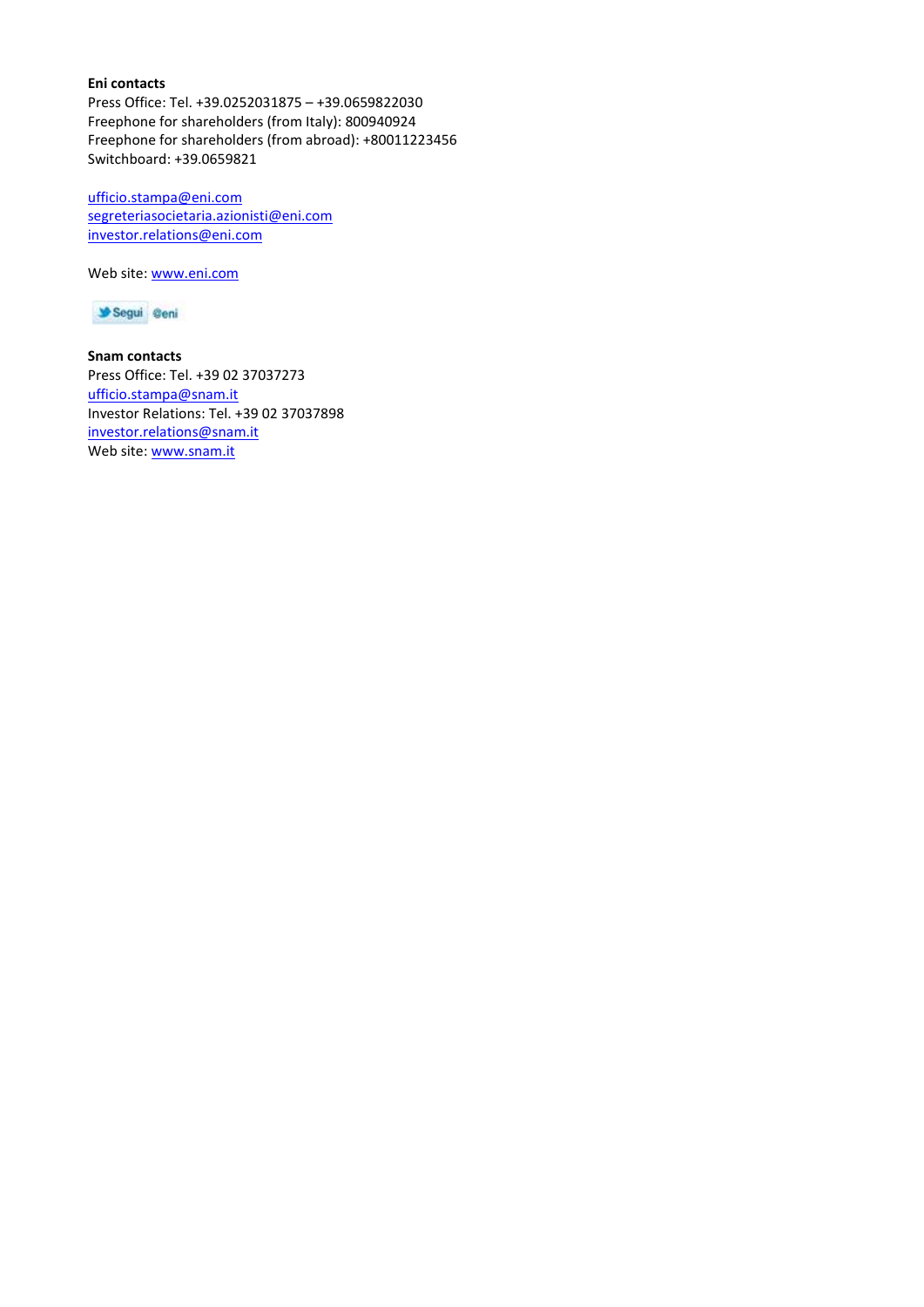**Eni contacts**
Press Office: Tel. +39.0252031875 – +39.0659822030
Freephone for shareholders (from Italy): 800940924
Freephone for shareholders (from abroad): +80011223456
Switchboard: +39.0659821

ufficio.stampa@eni.com
segreteriasocietaria.azionisti@eni.com
investor.relations@eni.com

Web site: www.eni.com

Segui @eni

**Snam contacts**
Press Office: Tel. +39 02 37037273
ufficio.stampa@snam.it
Investor Relations: Tel. +39 02 37037898
investor.relations@snam.it
Web site: www.snam.it